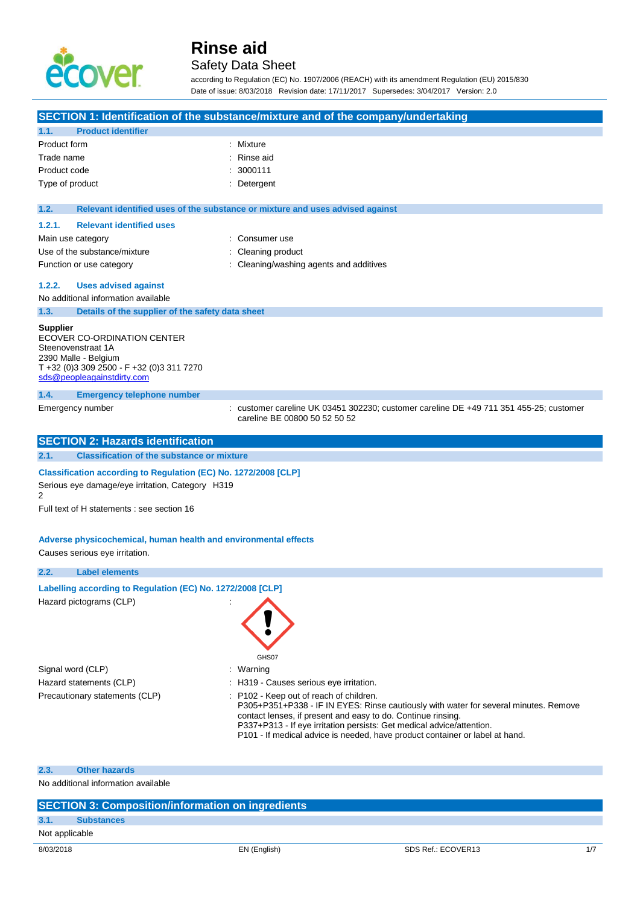# Rinse aid

## Safety Data Sheet

according to Regulation (EC) No. 1907/2006 (REACH) with its amendment Regulation (EU) 2015/830
Date of issue: 8/03/2018 Revision date: 17/11/2017 Supersedes: 3/04/2017 Version: 2.0

## SECTION 1: Identification of the substance/mixture and of the company/undertaking

### 1.1. Product identifier

| | |
|---|---|
| Product form | : Mixture |
| Trade name | : Rinse aid |
| Product code | : 3000111 |
| Type of product | : Detergent |

### 1.2. Relevant identified uses of the substance or mixture and uses advised against

#### 1.2.1. Relevant identified uses

| | |
|---|---|
| Main use category | : Consumer use |
| Use of the substance/mixture | : Cleaning product |
| Function or use category | : Cleaning/washing agents and additives |

#### 1.2.2. Uses advised against

No additional information available

### 1.3. Details of the supplier of the safety data sheet

**Supplier**
ECOVER CO-ORDINATION CENTER
Steenovenstraat 1A
2390 Malle - Belgium
T +32 (0)3 309 2500 - F +32 (0)3 311 7270
sds@peopleagainstdirty.com

### 1.4. Emergency telephone number

| | |
|---|---|
| Emergency number | : customer careline UK 03451 302230; customer careline DE +49 711 351 455-25; customer careline BE 00800 50 52 50 52 |

## SECTION 2: Hazards identification

### 2.1. Classification of the substance or mixture

**Classification according to Regulation (EC) No. 1272/2008 [CLP]**

Serious eye damage/eye irritation, Category 2 H319

Full text of H statements : see section 16

**Adverse physicochemical, human health and environmental effects**

Causes serious eye irritation.

### 2.2. Label elements

**Labelling according to Regulation (EC) No. 1272/2008 [CLP]**

Hazard pictograms (CLP) :

GHS07

| | |
|---|---|
| Signal word (CLP) | : Warning |
| Hazard statements (CLP) | : H319 - Causes serious eye irritation. |
| Precautionary statements (CLP) | : P102 - Keep out of reach of children.<br>P305+P351+P338 - IF IN EYES: Rinse cautiously with water for several minutes. Remove contact lenses, if present and easy to do. Continue rinsing.<br>P337+P313 - If eye irritation persists: Get medical advice/attention.<br>P101 - If medical advice is needed, have product container or label at hand. |

### 2.3. Other hazards

No additional information available

## SECTION 3: Composition/information on ingredients

### 3.1. Substances

Not applicable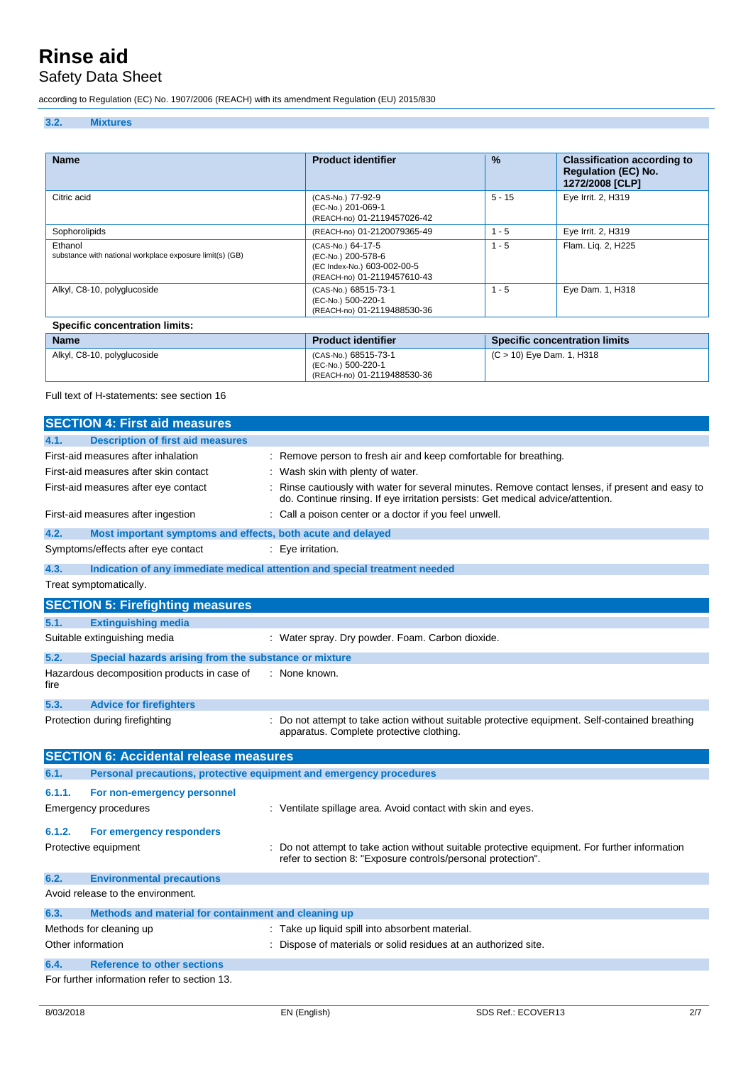### 3.2. Mixtures

| Name | Product identifier | % | Classification according to Regulation (EC) No. 1272/2008 [CLP] |
|---|---|---|---|
| Citric acid | (CAS-No.) 77-92-9<br>(EC-No.) 201-069-1<br>(REACH-no) 01-2119457026-42 | 5 - 15 | Eye Irrit. 2, H319 |
| Sophorolipids | (REACH-no) 01-2120079365-49 | 1 - 5 | Eye Irrit. 2, H319 |
| Ethanol<br>substance with national workplace exposure limit(s) (GB) | (CAS-No.) 64-17-5<br>(EC-No.) 200-578-6<br>(EC Index-No.) 603-002-00-5<br>(REACH-no) 01-2119457610-43 | 1 - 5 | Flam. Liq. 2, H225 |
| Alkyl, C8-10, polyglucoside | (CAS-No.) 68515-73-1<br>(EC-No.) 500-220-1<br>(REACH-no) 01-2119488530-36 | 1 - 5 | Eye Dam. 1, H318 |

**Specific concentration limits:**

| Name | Product identifier | Specific concentration limits |
|---|---|---|
| Alkyl, C8-10, polyglucoside | (CAS-No.) 68515-73-1<br>(EC-No.) 500-220-1<br>(REACH-no) 01-2119488530-36 | (C > 10) Eye Dam. 1, H318 |

Full text of H-statements: see section 16

## SECTION 4: First aid measures

### 4.1. Description of first aid measures

First-aid measures after inhalation : Remove person to fresh air and keep comfortable for breathing.

First-aid measures after skin contact : Wash skin with plenty of water.

First-aid measures after eye contact : Rinse cautiously with water for several minutes. Remove contact lenses, if present and easy to do. Continue rinsing. If eye irritation persists: Get medical advice/attention.

First-aid measures after ingestion : Call a poison center or a doctor if you feel unwell.

### 4.2. Most important symptoms and effects, both acute and delayed

Symptoms/effects after eye contact : Eye irritation.

### 4.3. Indication of any immediate medical attention and special treatment needed

Treat symptomatically.

## SECTION 5: Firefighting measures

### 5.1. Extinguishing media

Suitable extinguishing media : Water spray. Dry powder. Foam. Carbon dioxide.

### 5.2. Special hazards arising from the substance or mixture

Hazardous decomposition products in case of fire : None known.

### 5.3. Advice for firefighters

Protection during firefighting : Do not attempt to take action without suitable protective equipment. Self-contained breathing apparatus. Complete protective clothing.

## SECTION 6: Accidental release measures

### 6.1. Personal precautions, protective equipment and emergency procedures

#### 6.1.1. For non-emergency personnel

Emergency procedures : Ventilate spillage area. Avoid contact with skin and eyes.

#### 6.1.2. For emergency responders

Protective equipment : Do not attempt to take action without suitable protective equipment. For further information refer to section 8: "Exposure controls/personal protection".

### 6.2. Environmental precautions

Avoid release to the environment.

### 6.3. Methods and material for containment and cleaning up

Methods for cleaning up : Take up liquid spill into absorbent material.

Other information : Dispose of materials or solid residues at an authorized site.

### 6.4. Reference to other sections

For further information refer to section 13.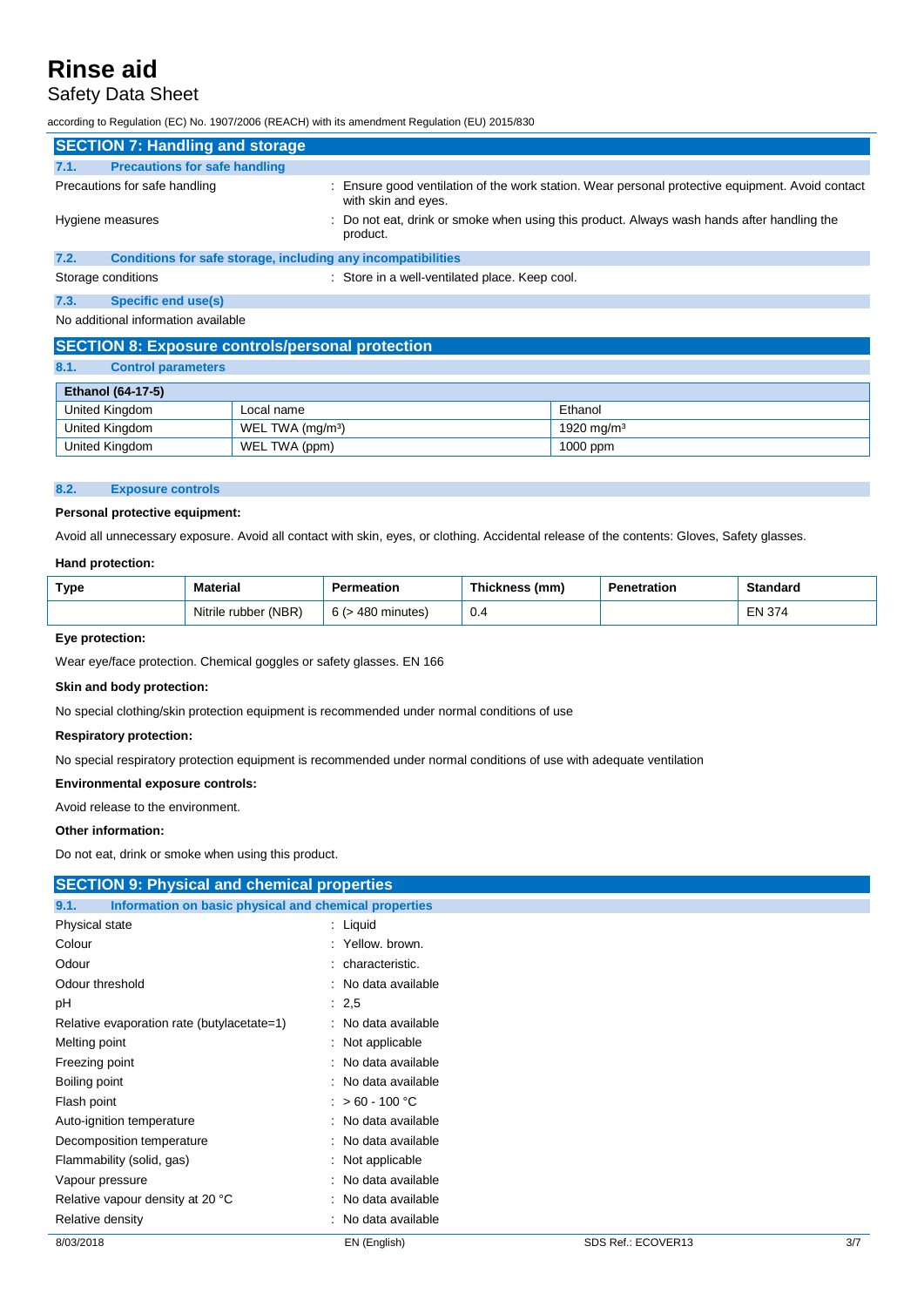## SECTION 7: Handling and storage

### 7.1. Precautions for safe handling

Precautions for safe handling : Ensure good ventilation of the work station. Wear personal protective equipment. Avoid contact with skin and eyes.

Hygiene measures : Do not eat, drink or smoke when using this product. Always wash hands after handling the product.

### 7.2. Conditions for safe storage, including any incompatibilities

Storage conditions : Store in a well-ventilated place. Keep cool.

### 7.3. Specific end use(s)

No additional information available

## SECTION 8: Exposure controls/personal protection

### 8.1. Control parameters

| Ethanol (64-17-5) | | |
|---|---|---|
| United Kingdom | Local name | Ethanol |
| United Kingdom | WEL TWA (mg/m³) | 1920 mg/m³ |
| United Kingdom | WEL TWA (ppm) | 1000 ppm |

### 8.2. Exposure controls

**Personal protective equipment:**

Avoid all unnecessary exposure. Avoid all contact with skin, eyes, or clothing. Accidental release of the contents: Gloves, Safety glasses.

**Hand protection:**

| Type | Material | Permeation | Thickness (mm) | Penetration | Standard |
|---|---|---|---|---|---|
| | Nitrile rubber (NBR) | 6 (> 480 minutes) | 0.4 | | EN 374 |

**Eye protection:**

Wear eye/face protection. Chemical goggles or safety glasses. EN 166

**Skin and body protection:**

No special clothing/skin protection equipment is recommended under normal conditions of use

**Respiratory protection:**

No special respiratory protection equipment is recommended under normal conditions of use with adequate ventilation

**Environmental exposure controls:**

Avoid release to the environment.

**Other information:**

Do not eat, drink or smoke when using this product.

## SECTION 9: Physical and chemical properties

### 9.1. Information on basic physical and chemical properties

Physical state : Liquid

Colour : Yellow. brown.

Odour : characteristic.

Odour threshold : No data available

pH : 2,5

Relative evaporation rate (butylacetate=1) : No data available

Melting point : Not applicable

Freezing point : No data available

Boiling point : No data available

Flash point : > 60 - 100 °C

Auto-ignition temperature : No data available

Decomposition temperature : No data available

Flammability (solid, gas) : Not applicable

Vapour pressure : No data available

Relative vapour density at 20 °C : No data available

Relative density : No data available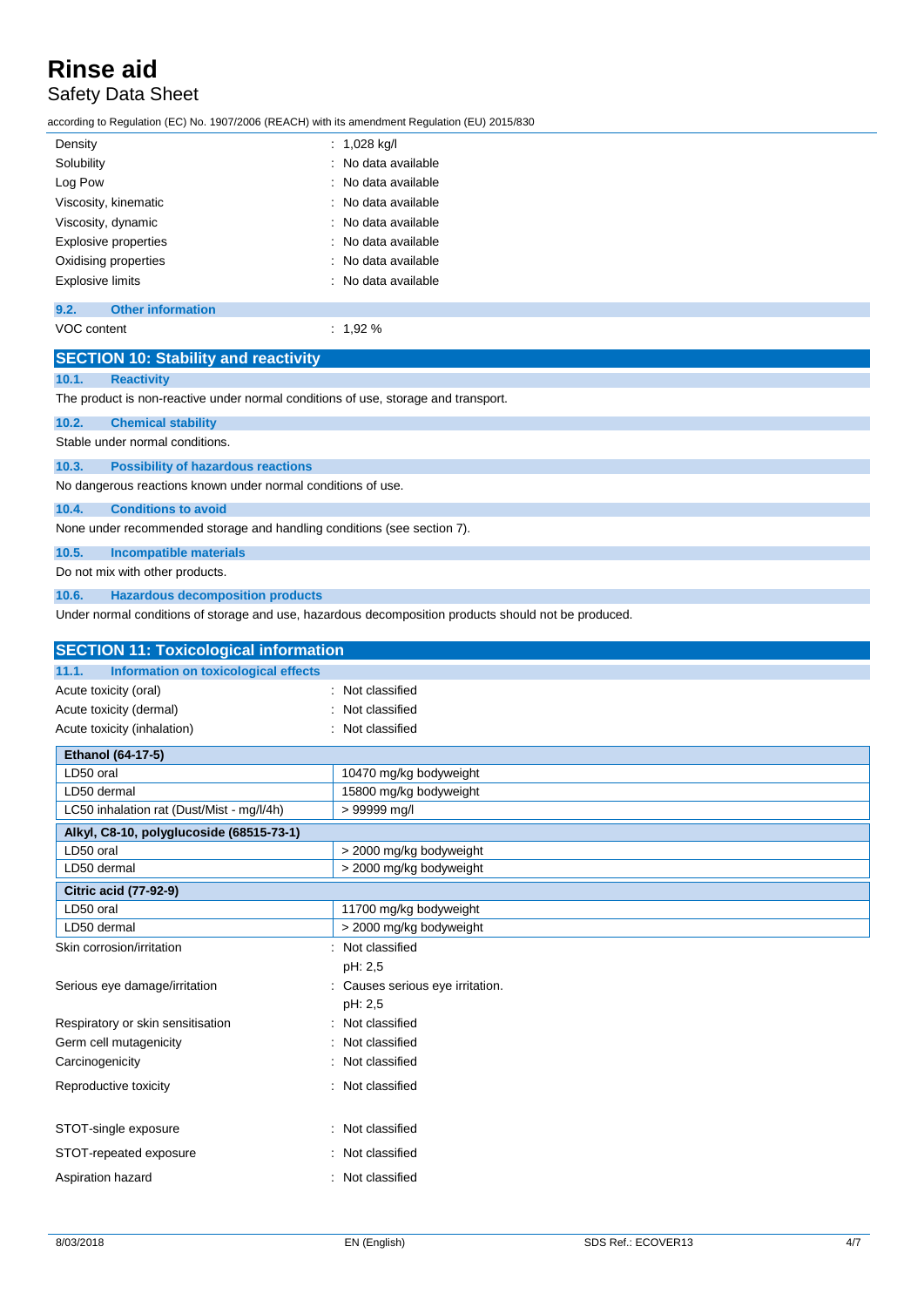| | |
|---|---|
| Density | : 1,028 kg/l |
| Solubility | : No data available |
| Log Pow | : No data available |
| Viscosity, kinematic | : No data available |
| Viscosity, dynamic | : No data available |
| Explosive properties | : No data available |
| Oxidising properties | : No data available |
| Explosive limits | : No data available |

### 9.2. Other information

| | |
|---|---|
| VOC content | : 1,92 % |

## SECTION 10: Stability and reactivity

### 10.1. Reactivity

The product is non-reactive under normal conditions of use, storage and transport.

### 10.2. Chemical stability

Stable under normal conditions.

### 10.3. Possibility of hazardous reactions

No dangerous reactions known under normal conditions of use.

### 10.4. Conditions to avoid

None under recommended storage and handling conditions (see section 7).

### 10.5. Incompatible materials

Do not mix with other products.

### 10.6. Hazardous decomposition products

Under normal conditions of storage and use, hazardous decomposition products should not be produced.

## SECTION 11: Toxicological information

### 11.1. Information on toxicological effects

| | |
|---|---|
| Acute toxicity (oral) | : Not classified |
| Acute toxicity (dermal) | : Not classified |
| Acute toxicity (inhalation) | : Not classified |

| **Ethanol (64-17-5)** | |
|---|---|
| LD50 oral | 10470 mg/kg bodyweight |
| LD50 dermal | 15800 mg/kg bodyweight |
| LC50 inhalation rat (Dust/Mist - mg/l/4h) | > 99999 mg/l |
| **Alkyl, C8-10, polyglucoside (68515-73-1)** | |
| LD50 oral | > 2000 mg/kg bodyweight |
| LD50 dermal | > 2000 mg/kg bodyweight |
| **Citric acid (77-92-9)** | |
| LD50 oral | 11700 mg/kg bodyweight |
| LD50 dermal | > 2000 mg/kg bodyweight |

| | |
|---|---|
| Skin corrosion/irritation | : Not classified<br>pH: 2,5 |
| Serious eye damage/irritation | : Causes serious eye irritation.<br>pH: 2,5 |
| Respiratory or skin sensitisation | : Not classified |
| Germ cell mutagenicity | : Not classified |
| Carcinogenicity | : Not classified |
| Reproductive toxicity | : Not classified |
| STOT-single exposure | : Not classified |
| STOT-repeated exposure | : Not classified |
| Aspiration hazard | : Not classified |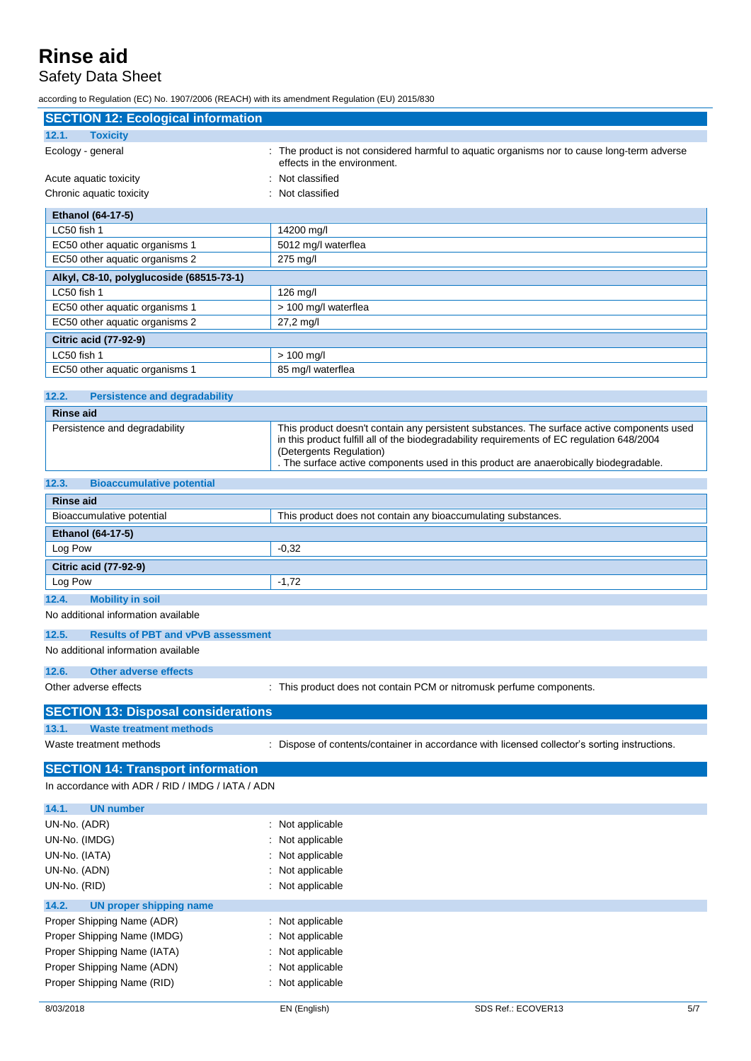## SECTION 12: Ecological information

### 12.1. Toxicity

Ecology - general : The product is not considered harmful to aquatic organisms nor to cause long-term adverse effects in the environment.

Acute aquatic toxicity : Not classified

Chronic aquatic toxicity : Not classified

| Ethanol (64-17-5) | |
|---|---|
| LC50 fish 1 | 14200 mg/l |
| EC50 other aquatic organisms 1 | 5012 mg/l waterflea |
| EC50 other aquatic organisms 2 | 275 mg/l |

| Alkyl, C8-10, polyglucoside (68515-73-1) | |
|---|---|
| LC50 fish 1 | 126 mg/l |
| EC50 other aquatic organisms 1 | > 100 mg/l waterflea |
| EC50 other aquatic organisms 2 | 27,2 mg/l |

| Citric acid (77-92-9) | |
|---|---|
| LC50 fish 1 | > 100 mg/l |
| EC50 other aquatic organisms 1 | 85 mg/l waterflea |

### 12.2. Persistence and degradability

| Rinse aid | |
|---|---|
| Persistence and degradability | This product doesn't contain any persistent substances. The surface active components used in this product fulfill all of the biodegradability requirements of EC regulation 648/2004 (Detergents Regulation) . The surface active components used in this product are anaerobically biodegradable. |

### 12.3. Bioaccumulative potential

| Rinse aid | |
|---|---|
| Bioaccumulative potential | This product does not contain any bioaccumulating substances. |

| Ethanol (64-17-5) | |
|---|---|
| Log Pow | -0,32 |

| Citric acid (77-92-9) | |
|---|---|
| Log Pow | -1,72 |

### 12.4. Mobility in soil

No additional information available

### 12.5. Results of PBT and vPvB assessment

No additional information available

### 12.6. Other adverse effects

Other adverse effects : This product does not contain PCM or nitromusk perfume components.

## SECTION 13: Disposal considerations

### 13.1. Waste treatment methods

Waste treatment methods : Dispose of contents/container in accordance with licensed collector's sorting instructions.

## SECTION 14: Transport information

In accordance with ADR / RID / IMDG / IATA / ADN

### 14.1. UN number

UN-No. (ADR) : Not applicable

UN-No. (IMDG) : Not applicable

UN-No. (IATA) : Not applicable

UN-No. (ADN) : Not applicable

UN-No. (RID) : Not applicable

### 14.2. UN proper shipping name

Proper Shipping Name (ADR) : Not applicable

Proper Shipping Name (IMDG) : Not applicable

Proper Shipping Name (IATA) : Not applicable

Proper Shipping Name (ADN) : Not applicable

Proper Shipping Name (RID) : Not applicable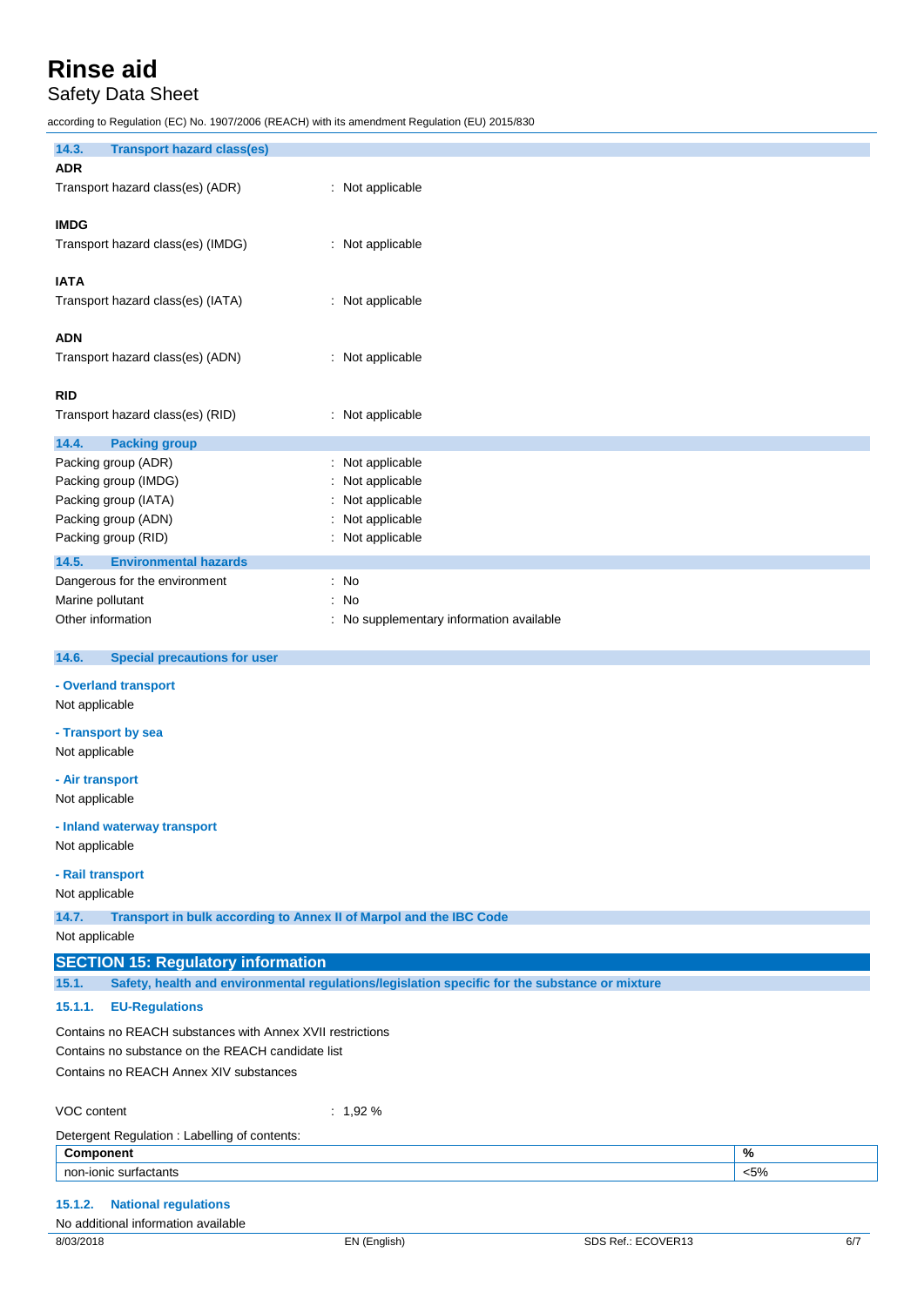### 14.3. Transport hazard class(es)

**ADR**

Transport hazard class(es) (ADR) : Not applicable

**IMDG**

Transport hazard class(es) (IMDG) : Not applicable

**IATA**

Transport hazard class(es) (IATA) : Not applicable

**ADN**

Transport hazard class(es) (ADN) : Not applicable

**RID**

Transport hazard class(es) (RID) : Not applicable

### 14.4. Packing group

Packing group (ADR) : Not applicable
Packing group (IMDG) : Not applicable
Packing group (IATA) : Not applicable
Packing group (ADN) : Not applicable
Packing group (RID) : Not applicable

### 14.5. Environmental hazards

Dangerous for the environment : No
Marine pollutant : No
Other information : No supplementary information available

### 14.6. Special precautions for user

**- Overland transport**

Not applicable

**- Transport by sea**

Not applicable

**- Air transport**

Not applicable

**- Inland waterway transport**

Not applicable

**- Rail transport**

Not applicable

### 14.7. Transport in bulk according to Annex II of Marpol and the IBC Code

Not applicable

## SECTION 15: Regulatory information

### 15.1. Safety, health and environmental regulations/legislation specific for the substance or mixture

#### 15.1.1. EU-Regulations

Contains no REACH substances with Annex XVII restrictions
Contains no substance on the REACH candidate list
Contains no REACH Annex XIV substances

VOC content : 1,92 %

Detergent Regulation : Labelling of contents:

| Component | % |
|---|---|
| non-ionic surfactants | <5% |

#### 15.1.2. National regulations

No additional information available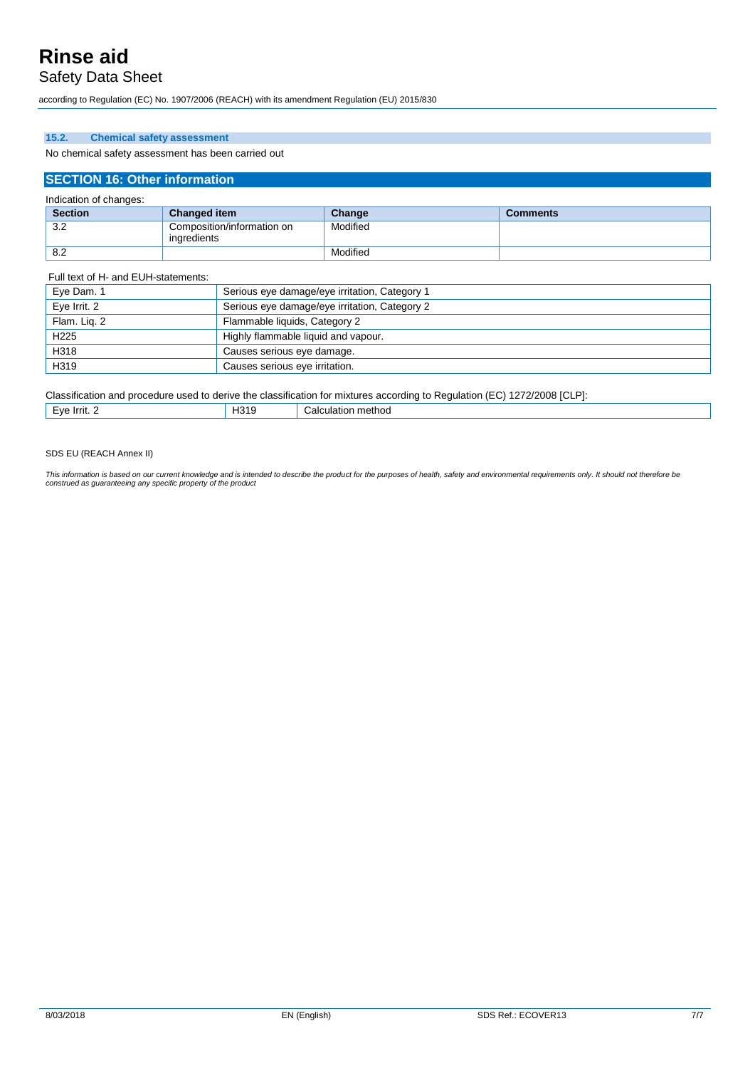### 15.2. Chemical safety assessment

No chemical safety assessment has been carried out

## SECTION 16: Other information

Indication of changes:

| Section | Changed item | Change | Comments |
|---|---|---|---|
| 3.2 | Composition/information on ingredients | Modified | |
| 8.2 | | Modified | |

Full text of H- and EUH-statements:

| | |
|---|---|
| Eye Dam. 1 | Serious eye damage/eye irritation, Category 1 |
| Eye Irrit. 2 | Serious eye damage/eye irritation, Category 2 |
| Flam. Liq. 2 | Flammable liquids, Category 2 |
| H225 | Highly flammable liquid and vapour. |
| H318 | Causes serious eye damage. |
| H319 | Causes serious eye irritation. |

Classification and procedure used to derive the classification for mixtures according to Regulation (EC) 1272/2008 [CLP]:

| | | |
|---|---|---|
| Eye Irrit. 2 | H319 | Calculation method |

SDS EU (REACH Annex II)

*This information is based on our current knowledge and is intended to describe the product for the purposes of health, safety and environmental requirements only. It should not therefore be construed as guaranteeing any specific property of the product*